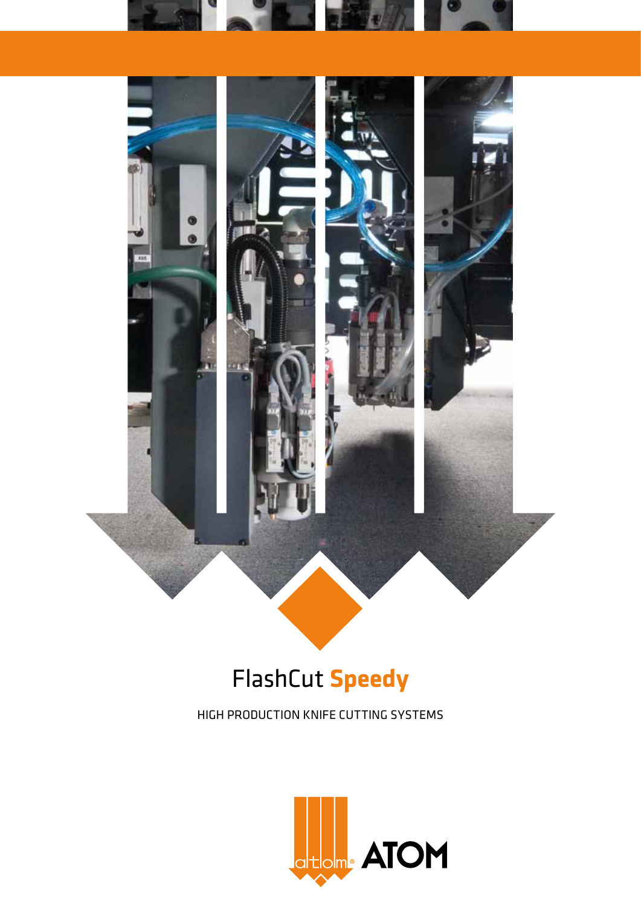# FlashCut **Speedy**

HIGH PRODUCTION KNIFE CUTTING SYSTEMS

atom ATOM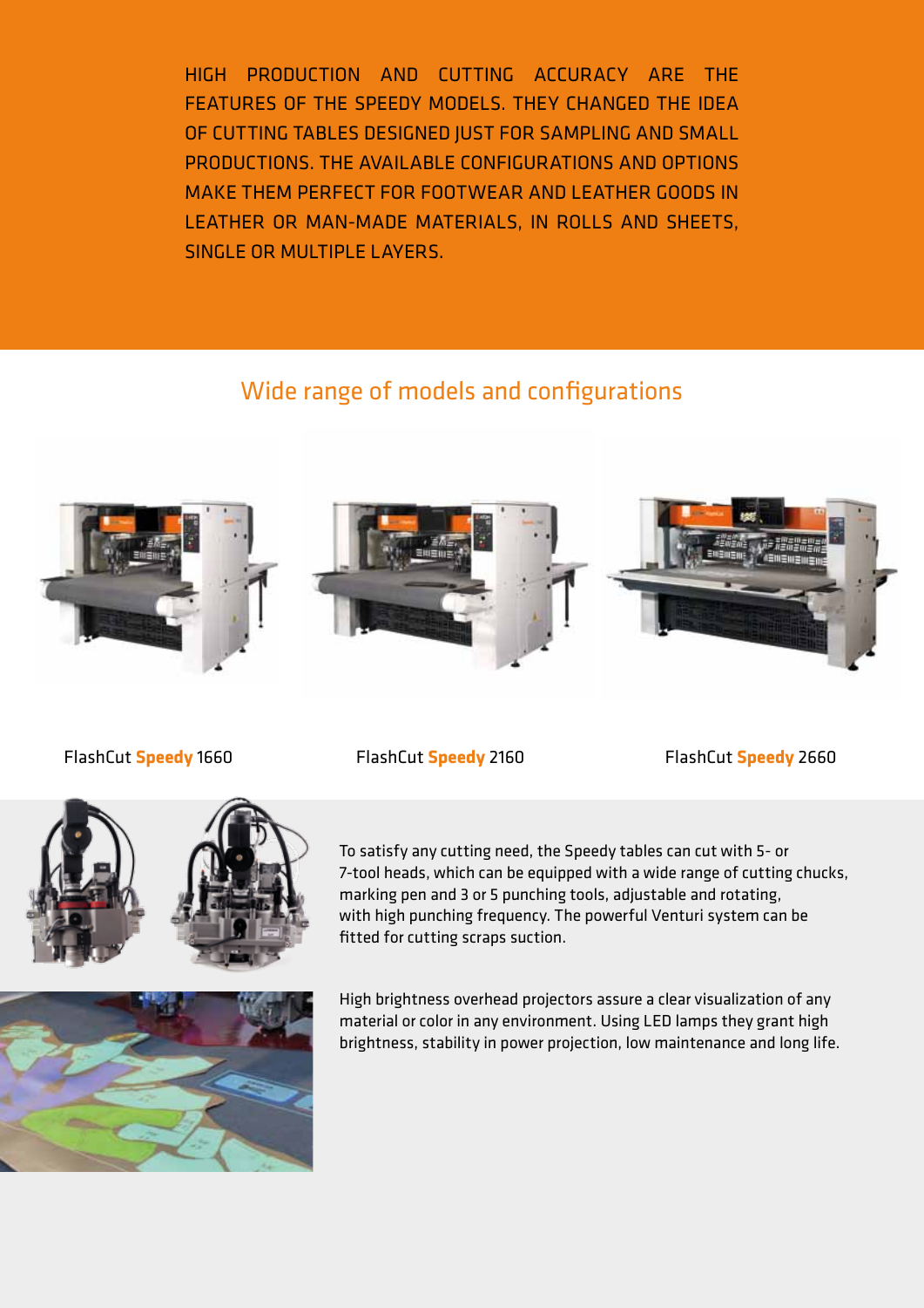HIGH PRODUCTION AND CUTTING ACCURACY ARE THE FEATURES OF THE SPEEDY MODELS. THEY CHANGED THE IDEA OF CUTTING TABLES DESIGNED JUST FOR SAMPLING AND SMALL PRODUCTIONS. THE AVAILABLE CONFIGURATIONS AND OPTIONS MAKE THEM PERFECT FOR FOOTWEAR AND LEATHER GOODS IN LEATHER OR MAN-MADE MATERIALS, IN ROLLS AND SHEETS, SINGLE OR MULTIPLE LAYERS.

## Wide range of models and configurations

FlashCut **Speedy** 1660

FlashCut **Speedy** 2160

FlashCut **Speedy** 2660

To satisfy any cutting need, the Speedy tables can cut with 5- or 7-tool heads, which can be equipped with a wide range of cutting chucks, marking pen and 3 or 5 punching tools, adjustable and rotating, with high punching frequency. The powerful Venturi system can be fitted for cutting scraps suction.

High brightness overhead projectors assure a clear visualization of any material or color in any environment. Using LED lamps they grant high brightness, stability in power projection, low maintenance and long life.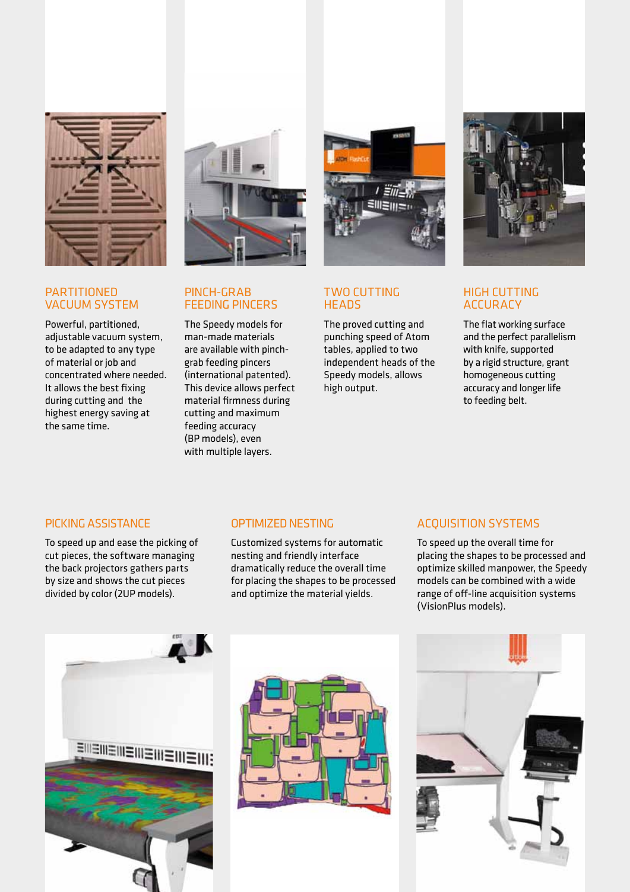## PARTITIONED VACUUM SYSTEM

Powerful, partitioned, adjustable vacuum system, to be adapted to any type of material or job and concentrated where needed. It allows the best fixing during cutting and the highest energy saving at the same time.

## PINCH-GRAB FEEDING PINCERS

The Speedy models for man-made materials are available with pinch-grab feeding pincers (international patented). This device allows perfect material firmness during cutting and maximum feeding accuracy (BP models), even with multiple layers.

## TWO CUTTING HEADS

The proved cutting and punching speed of Atom tables, applied to two independent heads of the Speedy models, allows high output.

## HIGH CUTTING ACCURACY

The flat working surface and the perfect parallelism with knife, supported by a rigid structure, grant homogeneous cutting accuracy and longer life to feeding belt.

## PICKING ASSISTANCE

To speed up and ease the picking of cut pieces, the software managing the back projectors gathers parts by size and shows the cut pieces divided by color (2UP models).

## OPTIMIZED NESTING

Customized systems for automatic nesting and friendly interface dramatically reduce the overall time for placing the shapes to be processed and optimize the material yields.

## ACQUISITION SYSTEMS

To speed up the overall time for placing the shapes to be processed and optimize skilled manpower, the Speedy models can be combined with a wide range of off-line acquisition systems (VisionPlus models).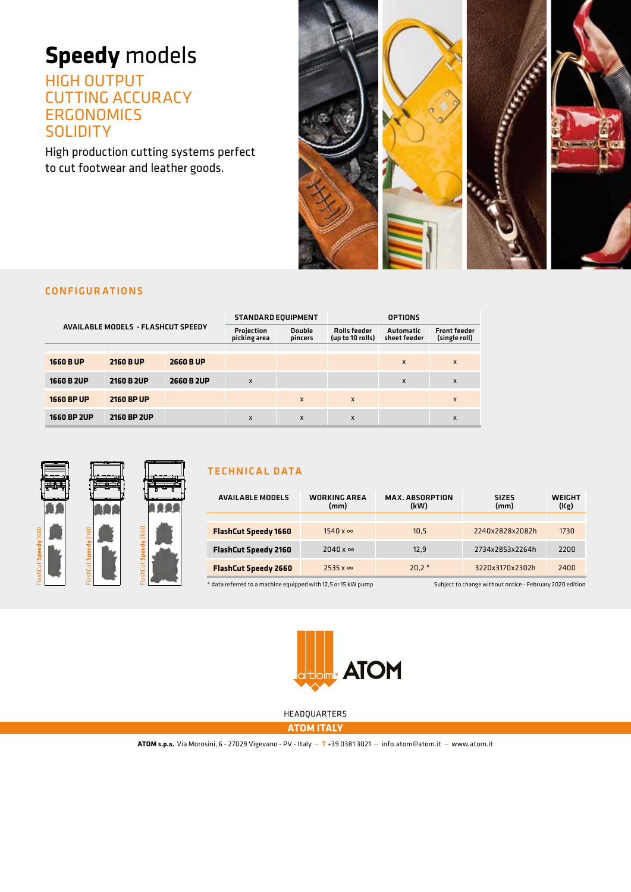# **Speedy** models

## HIGH OUTPUT
## CUTTING ACCURACY
## ERGONOMICS
## SOLIDITY

High production cutting systems perfect to cut footwear and leather goods.

## CONFIGURATIONS

| AVAILABLE MODELS - FLASHCUT SPEEDY | | | STANDARD EQUIPMENT | | OPTIONS | | |
|---|---|---|---|---|---|---|---|
| | | | Projection picking area | Double pincers | Rolls feeder (up to 10 rolls) | Automatic sheet feeder | Front feeder (single roll) |
| **1660 B UP** | **2160 B UP** | **2660 B UP** | | | | x | x |
| **1660 B 2UP** | **2160 B 2UP** | **2660 B 2UP** | x | | | x | x |
| **1660 BP UP** | **2160 BP UP** | | | x | x | | x |
| **1660 BP 2UP** | **2160 BP 2UP** | | x | x | x | | x |

FlashCut **Speedy** 1660

FlashCut **Speedy** 2160

FlashCut **Speedy** 2660

## TECHNICAL DATA

| AVAILABLE MODELS | WORKING AREA (mm) | MAX. ABSORPTION (kW) | SIZES (mm) | WEIGHT (Kg) |
|---|---|---|---|---|
| **FlashCut Speedy 1660** | 1540 x ∞ | 10,5 | 2240x2828x2082h | 1730 |
| **FlashCut Speedy 2160** | 2040 x ∞ | 12,9 | 2734x2853x2264h | 2200 |
| **FlashCut Speedy 2660** | 2535 x ∞ | 20,2 * | 3220x3170x2302h | 2400 |

* data referred to a machine equipped with 12,5 or 15 kW pump

Subject to change without notice - February 2020 edition

HEADQUARTERS

**ATOM ITALY**

**ATOM s.p.a.** Via Morosini, 6 - 27029 Vigevano - PV - Italy – T +39 0381 3021 – info.atom@atom.it – www.atom.it